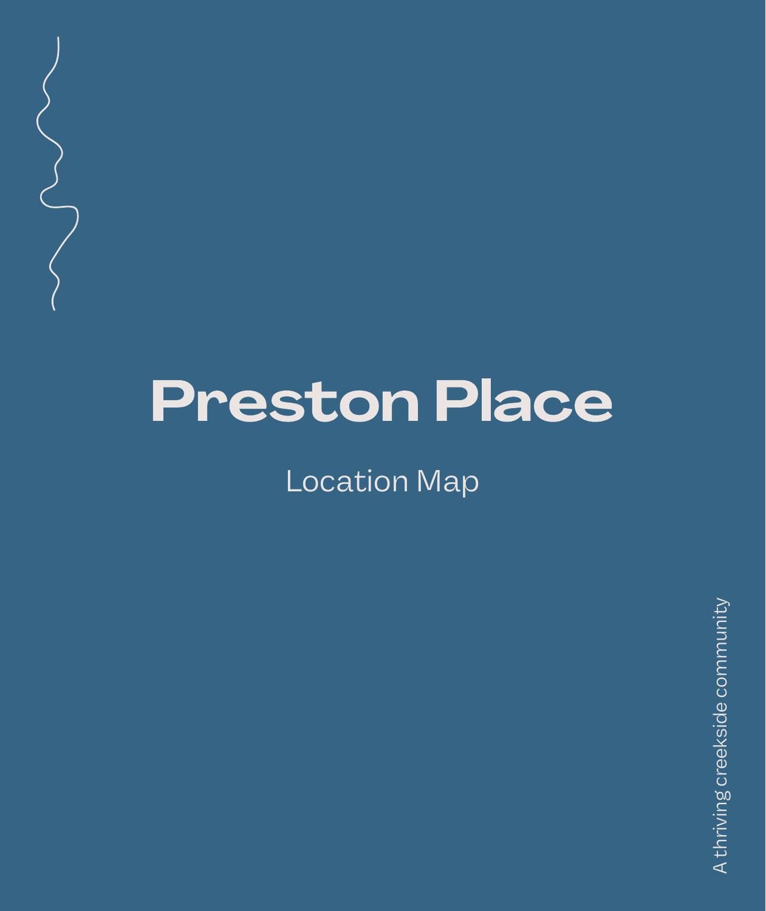# Preston Place

Location Map

A thriving creekside community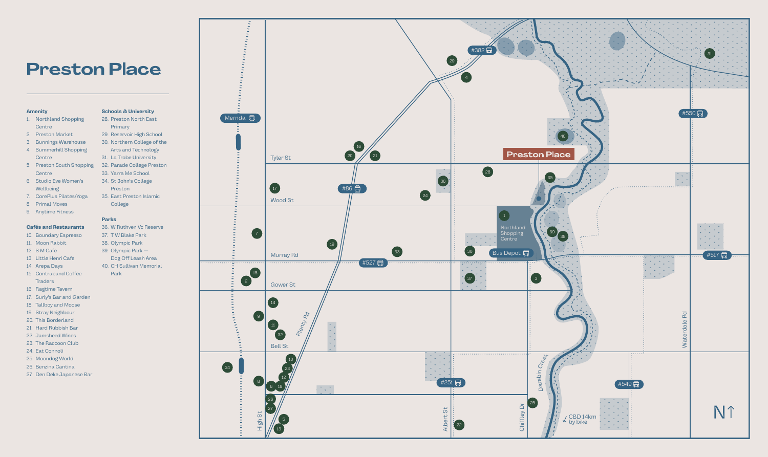# Preston Place

### Amenity

1. Northland Shopping Centre
2. Preston Market
3. Bunnings Warehouse
4. Summerhill Shopping Centre
5. Preston South Shopping Centre
6. Studio Eve Women's Wellbeing
7. CorePlus Pilates/Yoga
8. Primal Moves
9. Anytime Fitness

### Cafés and Restaurants

10. Boundary Espresso
11. Moon Rabbit
12. S M Cafe
13. Little Henri Cafe
14. Arepa Days
15. Contraband Coffee Traders
16. Ragtime Tavern
17. Surly's Bar and Garden
18. Tallboy and Moose
19. Stray Neighbour
20. This Borderland
21. Hard Rubbish Bar
22. Jamsheed Wines
23. The Raccoon Club
24. Eat Connoli
25. Moondog World
26. Benzina Cantina
27. Den Deke Japanese Bar

### Schools & University

28. Preston North East Primary
29. Reservoir High School
30. Northern College of the Arts and Technology
31. La Trobe University
32. Parade College Preston
33. Yarra Me School
34. St John's College Preston
35. East Preston Islamic College

### Parks

36. W Ruthven Vc Reserve
37. T W Blake Park
38. Olympic Park
39. Olympic Park — Dog Off Leash Area
40. CH Sullivan Memorial Park

Map labels: Preston Place, Northland Shopping Centre, Bus Depot, Mernda, #382, #550, #86, #527, #517, #251, #549, Tyler St, Wood St, Murray Rd, Gower St, Bell St, High St, Plenty Rd, Albert St, Chifley Dr, Darebin Creek, Waterdale Rd, CBD 14km by bike, N↑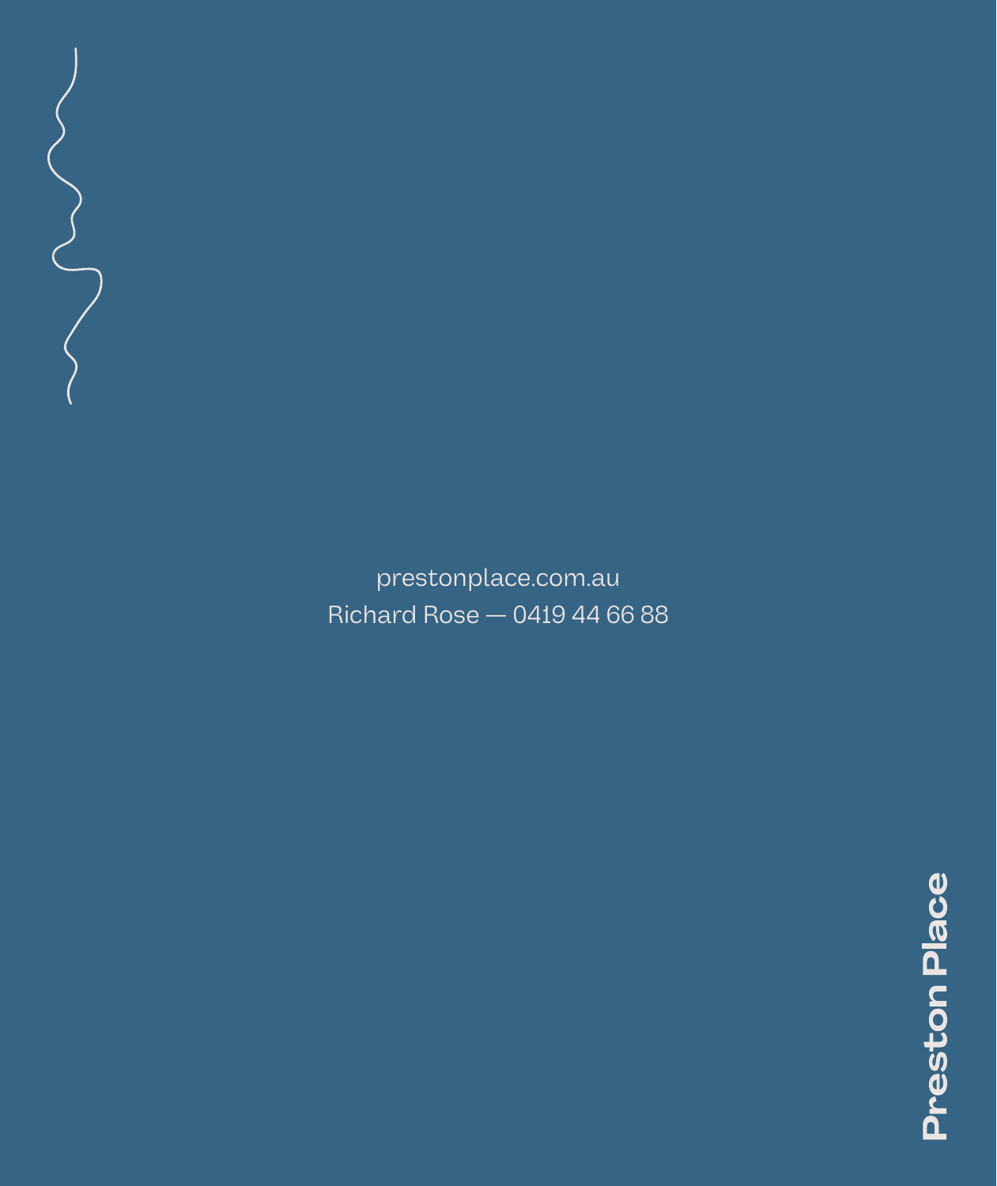prestonplace.com.au

Richard Rose — 0419 44 66 88

**Preston Place**